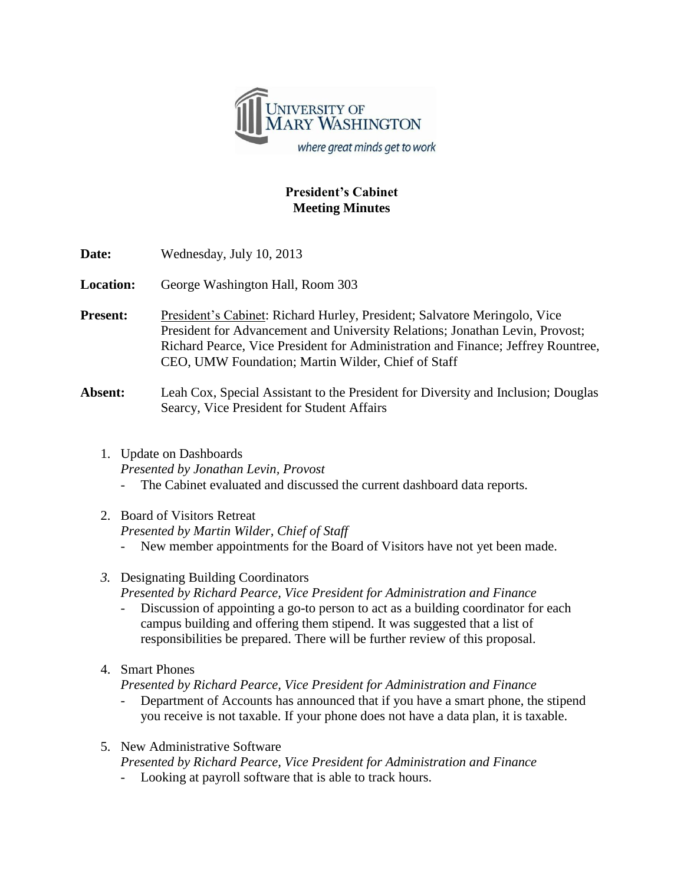**President's Cabinet**
**Meeting Minutes**

**Date:** Wednesday, July 10, 2013

**Location:** George Washington Hall, Room 303

**Present:** President's Cabinet: Richard Hurley, President; Salvatore Meringolo, Vice President for Advancement and University Relations; Jonathan Levin, Provost; Richard Pearce, Vice President for Administration and Finance; Jeffrey Rountree, CEO, UMW Foundation; Martin Wilder, Chief of Staff

**Absent:** Leah Cox, Special Assistant to the President for Diversity and Inclusion; Douglas Searcy, Vice President for Student Affairs

1. Update on Dashboards
   *Presented by Jonathan Levin, Provost*
   - The Cabinet evaluated and discussed the current dashboard data reports.

2. Board of Visitors Retreat
   *Presented by Martin Wilder, Chief of Staff*
   - New member appointments for the Board of Visitors have not yet been made.

3. Designating Building Coordinators
   *Presented by Richard Pearce, Vice President for Administration and Finance*
   - Discussion of appointing a go-to person to act as a building coordinator for each campus building and offering them stipend. It was suggested that a list of responsibilities be prepared. There will be further review of this proposal.

4. Smart Phones
   *Presented by Richard Pearce, Vice President for Administration and Finance*
   - Department of Accounts has announced that if you have a smart phone, the stipend you receive is not taxable. If your phone does not have a data plan, it is taxable.

5. New Administrative Software
   *Presented by Richard Pearce, Vice President for Administration and Finance*
   - Looking at payroll software that is able to track hours.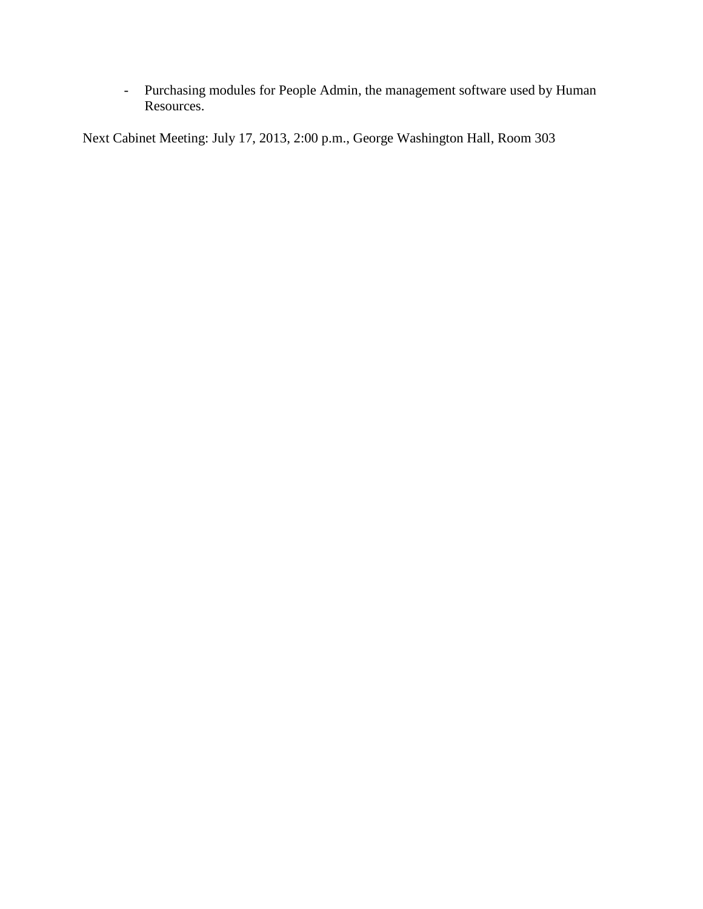- Purchasing modules for People Admin, the management software used by Human Resources.

Next Cabinet Meeting: July 17, 2013, 2:00 p.m., George Washington Hall, Room 303